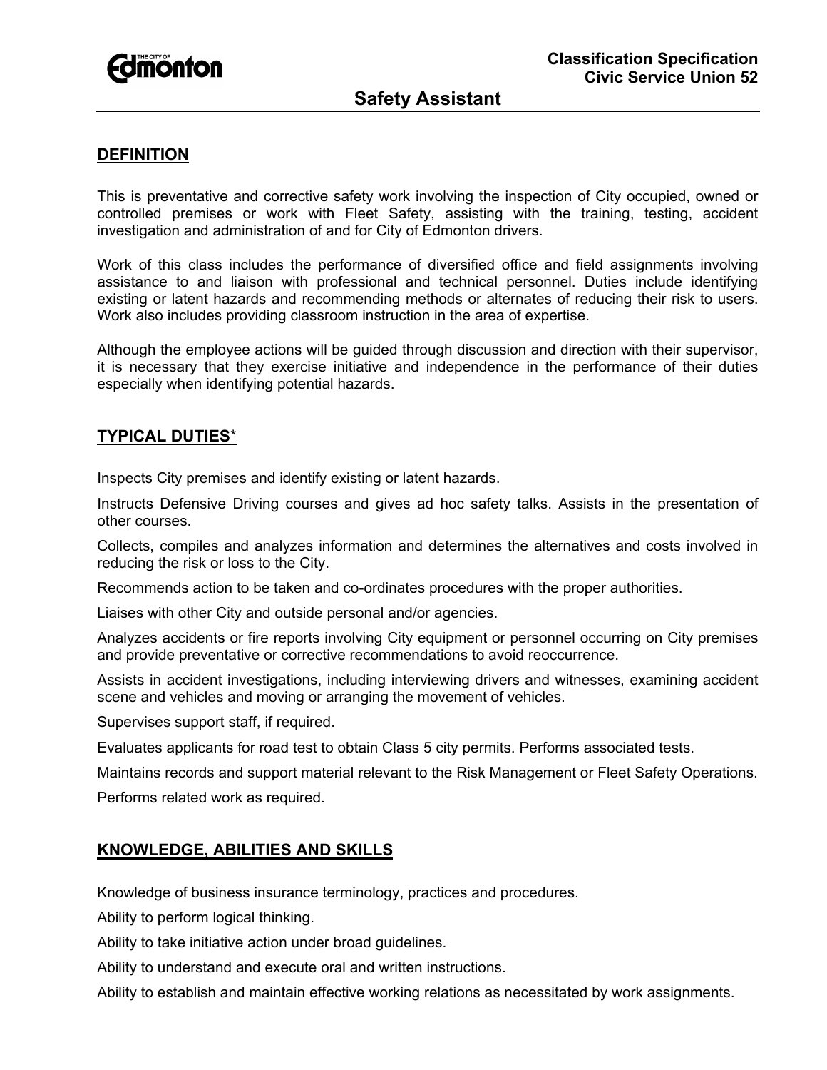Classification Specification
Civic Service Union 52

# Safety Assistant

## DEFINITION

This is preventative and corrective safety work involving the inspection of City occupied, owned or controlled premises or work with Fleet Safety, assisting with the training, testing, accident investigation and administration of and for City of Edmonton drivers.

Work of this class includes the performance of diversified office and field assignments involving assistance to and liaison with professional and technical personnel. Duties include identifying existing or latent hazards and recommending methods or alternates of reducing their risk to users. Work also includes providing classroom instruction in the area of expertise.

Although the employee actions will be guided through discussion and direction with their supervisor, it is necessary that they exercise initiative and independence in the performance of their duties especially when identifying potential hazards.

## TYPICAL DUTIES*

Inspects City premises and identify existing or latent hazards.

Instructs Defensive Driving courses and gives ad hoc safety talks. Assists in the presentation of other courses.

Collects, compiles and analyzes information and determines the alternatives and costs involved in reducing the risk or loss to the City.

Recommends action to be taken and co-ordinates procedures with the proper authorities.

Liaises with other City and outside personal and/or agencies.

Analyzes accidents or fire reports involving City equipment or personnel occurring on City premises and provide preventative or corrective recommendations to avoid reoccurrence.

Assists in accident investigations, including interviewing drivers and witnesses, examining accident scene and vehicles and moving or arranging the movement of vehicles.

Supervises support staff, if required.

Evaluates applicants for road test to obtain Class 5 city permits. Performs associated tests.

Maintains records and support material relevant to the Risk Management or Fleet Safety Operations.

Performs related work as required.

## KNOWLEDGE, ABILITIES AND SKILLS

Knowledge of business insurance terminology, practices and procedures.

Ability to perform logical thinking.

Ability to take initiative action under broad guidelines.

Ability to understand and execute oral and written instructions.

Ability to establish and maintain effective working relations as necessitated by work assignments.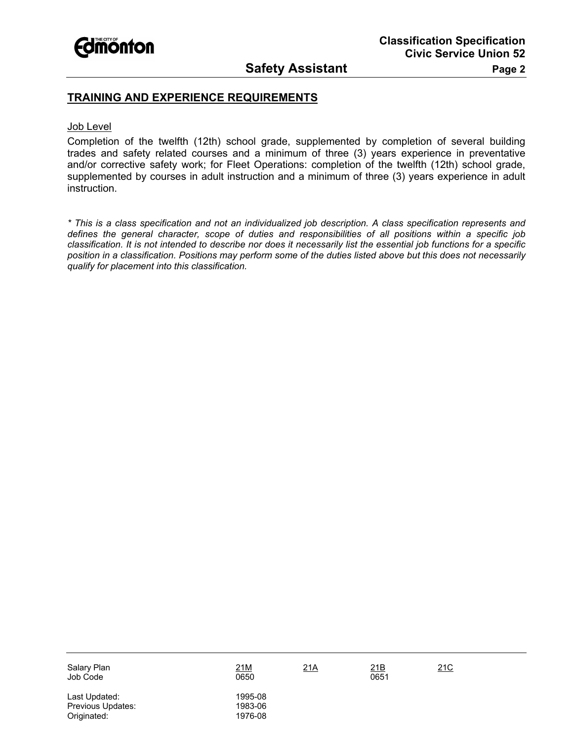## TRAINING AND EXPERIENCE REQUIREMENTS

Job Level

Completion of the twelfth (12th) school grade, supplemented by completion of several building trades and safety related courses and a minimum of three (3) years experience in preventative and/or corrective safety work; for Fleet Operations: completion of the twelfth (12th) school grade, supplemented by courses in adult instruction and a minimum of three (3) years experience in adult instruction.

*\* This is a class specification and not an individualized job description. A class specification represents and defines the general character, scope of duties and responsibilities of all positions within a specific job classification. It is not intended to describe nor does it necessarily list the essential job functions for a specific position in a classification. Positions may perform some of the duties listed above but this does not necessarily qualify for placement into this classification.*

| | | | | |
|---|---|---|---|---|
| Salary Plan | 21M | 21A | 21B | 21C |
| Job Code | 0650 | | 0651 | |
| Last Updated: | 1995-08 | | | |
| Previous Updates: | 1983-06 | | | |
| Originated: | 1976-08 | | | |